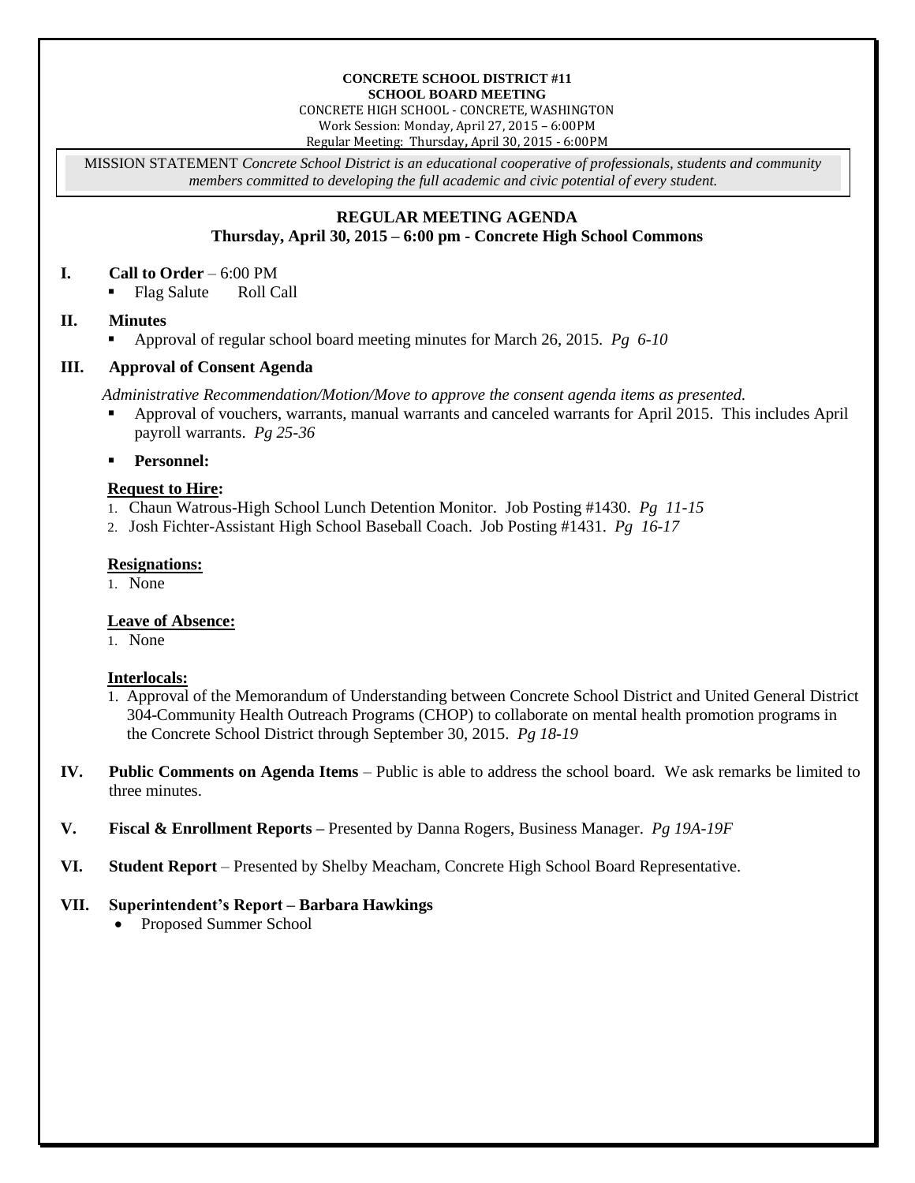**CONCRETE SCHOOL DISTRICT #11**
**SCHOOL BOARD MEETING**
CONCRETE HIGH SCHOOL - CONCRETE, WASHINGTON
Work Session: Monday, April 27, 2015 – 6:00PM
Regular Meeting: Thursday**,** April 30, 2015 - 6:00PM

MISSION STATEMENT *Concrete School District is an educational cooperative of professionals, students and community members committed to developing the full academic and civic potential of every student.*

## REGULAR MEETING AGENDA
**Thursday, April 30, 2015 – 6:00 pm - Concrete High School Commons**

**I. Call to Order** – 6:00 PM

- Flag Salute  Roll Call

**II. Minutes**

- Approval of regular school board meeting minutes for March 26, 2015. *Pg 6-10*

**III. Approval of Consent Agenda**

*Administrative Recommendation/Motion/Move to approve the consent agenda items as presented.*

- Approval of vouchers, warrants, manual warrants and canceled warrants for April 2015. This includes April payroll warrants. *Pg 25-36*
- **Personnel:**

**Request to Hire:**

1. Chaun Watrous-High School Lunch Detention Monitor. Job Posting #1430. *Pg 11-15*
2. Josh Fichter-Assistant High School Baseball Coach. Job Posting #1431. *Pg 16-17*

**Resignations:**

1. None

**Leave of Absence:**

1. None

**Interlocals:**

1. Approval of the Memorandum of Understanding between Concrete School District and United General District 304-Community Health Outreach Programs (CHOP) to collaborate on mental health promotion programs in the Concrete School District through September 30, 2015. *Pg 18-19*

**IV. Public Comments on Agenda Items** – Public is able to address the school board. We ask remarks be limited to three minutes.

**V. Fiscal & Enrollment Reports –** Presented by Danna Rogers, Business Manager. *Pg 19A-19F*

**VI. Student Report** – Presented by Shelby Meacham, Concrete High School Board Representative.

**VII. Superintendent's Report – Barbara Hawkings**

- Proposed Summer School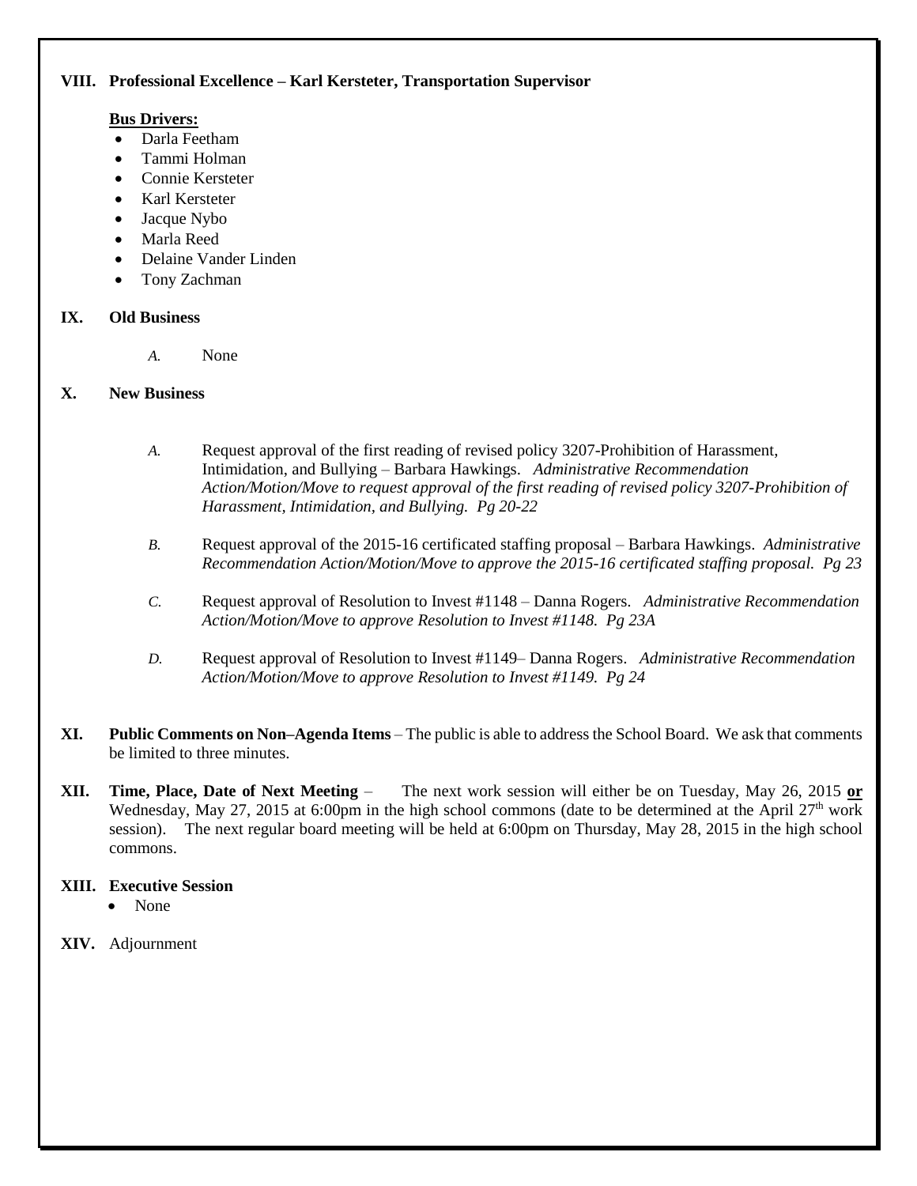**VIII. Professional Excellence – Karl Kersteter, Transportation Supervisor**

**Bus Drivers:**

- Darla Feetham
- Tammi Holman
- Connie Kersteter
- Karl Kersteter
- Jacque Nybo
- Marla Reed
- Delaine Vander Linden
- Tony Zachman

**IX. Old Business**

*A.* None

**X. New Business**

*A.* Request approval of the first reading of revised policy 3207-Prohibition of Harassment, Intimidation, and Bullying – Barbara Hawkings. *Administrative Recommendation Action/Motion/Move to request approval of the first reading of revised policy 3207-Prohibition of Harassment, Intimidation, and Bullying. Pg 20-22*

*B.* Request approval of the 2015-16 certificated staffing proposal – Barbara Hawkings. *Administrative Recommendation Action/Motion/Move to approve the 2015-16 certificated staffing proposal. Pg 23*

*C.* Request approval of Resolution to Invest #1148 – Danna Rogers. *Administrative Recommendation Action/Motion/Move to approve Resolution to Invest #1148. Pg 23A*

*D.* Request approval of Resolution to Invest #1149– Danna Rogers. *Administrative Recommendation Action/Motion/Move to approve Resolution to Invest #1149. Pg 24*

**XI. Public Comments on Non–Agenda Items** – The public is able to address the School Board. We ask that comments be limited to three minutes.

**XII. Time, Place, Date of Next Meeting** – The next work session will either be on Tuesday, May 26, 2015 **or** Wednesday, May 27, 2015 at 6:00pm in the high school commons (date to be determined at the April 27th work session). The next regular board meeting will be held at 6:00pm on Thursday, May 28, 2015 in the high school commons.

**XIII. Executive Session**

- None

**XIV.** Adjournment